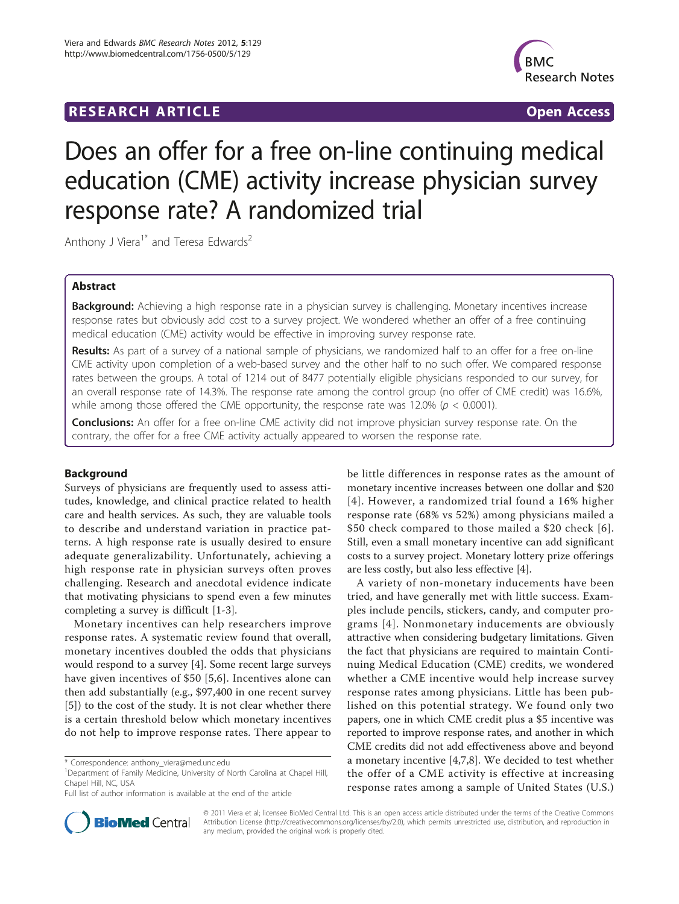RESEARCH ARTICLE Open Access

# Does an offer for a free on-line continuing medical education (CME) activity increase physician survey response rate? A randomized trial

Anthony J Viera[1*] and Teresa Edwards[2]

## Abstract

**Background:** Achieving a high response rate in a physician survey is challenging. Monetary incentives increase response rates but obviously add cost to a survey project. We wondered whether an offer of a free continuing medical education (CME) activity would be effective in improving survey response rate.

**Results:** As part of a survey of a national sample of physicians, we randomized half to an offer for a free on-line CME activity upon completion of a web-based survey and the other half to no such offer. We compared response rates between the groups. A total of 1214 out of 8477 potentially eligible physicians responded to our survey, for an overall response rate of 14.3%. The response rate among the control group (no offer of CME credit) was 16.6%, while among those offered the CME opportunity, the response rate was 12.0% ($p < 0.0001$).

**Conclusions:** An offer for a free on-line CME activity did not improve physician survey response rate. On the contrary, the offer for a free CME activity actually appeared to worsen the response rate.

## Background

Surveys of physicians are frequently used to assess attitudes, knowledge, and clinical practice related to health care and health services. As such, they are valuable tools to describe and understand variation in practice patterns. A high response rate is usually desired to ensure adequate generalizability. Unfortunately, achieving a high response rate in physician surveys often proves challenging. Research and anecdotal evidence indicate that motivating physicians to spend even a few minutes completing a survey is difficult [1-3].

Monetary incentives can help researchers improve response rates. A systematic review found that overall, monetary incentives doubled the odds that physicians would respond to a survey [4]. Some recent large surveys have given incentives of $50 [5,6]. Incentives alone can then add substantially (e.g., $97,400 in one recent survey [5]) to the cost of the study. It is not clear whether there is a certain threshold below which monetary incentives do not help to improve response rates. There appear to be little differences in response rates as the amount of monetary incentive increases between one dollar and $20 [4]. However, a randomized trial found a 16% higher response rate (68% vs 52%) among physicians mailed a $50 check compared to those mailed a $20 check [6]. Still, even a small monetary incentive can add significant costs to a survey project. Monetary lottery prize offerings are less costly, but also less effective [4].

A variety of non-monetary inducements have been tried, and have generally met with little success. Examples include pencils, stickers, candy, and computer programs [4]. Nonmonetary inducements are obviously attractive when considering budgetary limitations. Given the fact that physicians are required to maintain Continuing Medical Education (CME) credits, we wondered whether a CME incentive would help increase survey response rates among physicians. Little has been published on this potential strategy. We found only two papers, one in which CME credit plus a $5 incentive was reported to improve response rates, and another in which CME credits did not add effectiveness above and beyond a monetary incentive [4,7,8]. We decided to test whether the offer of a CME activity is effective at increasing response rates among a sample of United States (U.S.)

\* Correspondence: anthony_viera@med.unc.edu
[1]Department of Family Medicine, University of North Carolina at Chapel Hill, Chapel Hill, NC, USA
Full list of author information is available at the end of the article

© 2011 Viera et al; licensee BioMed Central Ltd. This is an open access article distributed under the terms of the Creative Commons Attribution License (http://creativecommons.org/licenses/by/2.0), which permits unrestricted use, distribution, and reproduction in any medium, provided the original work is properly cited.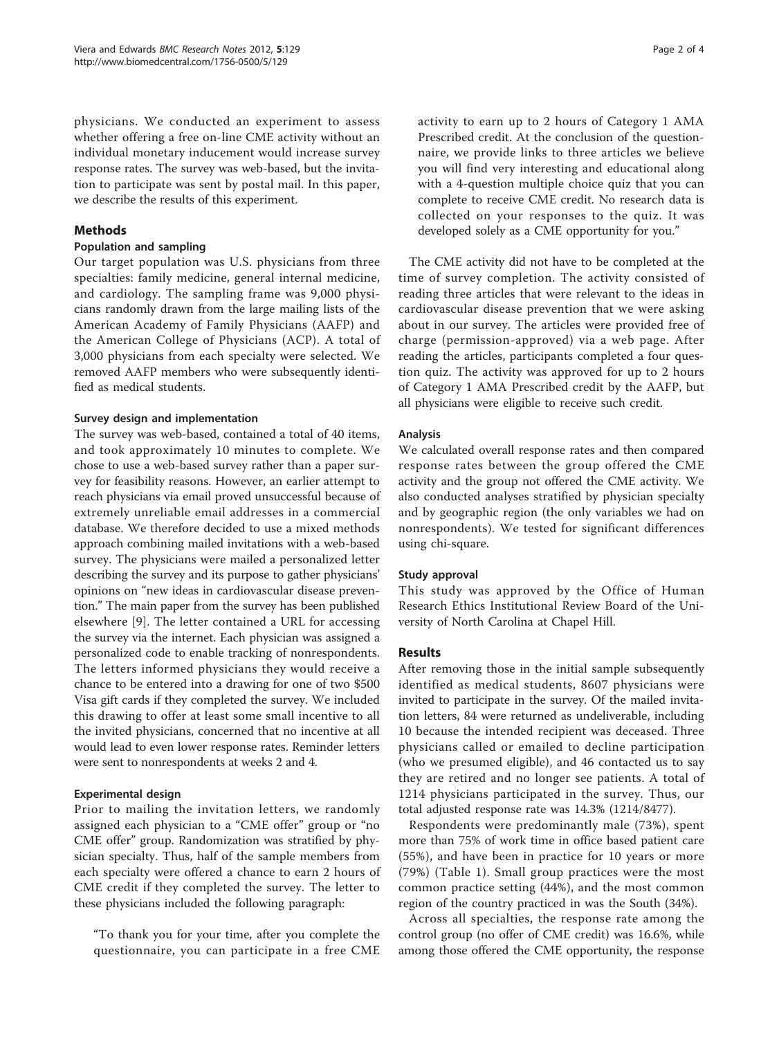physicians. We conducted an experiment to assess whether offering a free on-line CME activity without an individual monetary inducement would increase survey response rates. The survey was web-based, but the invitation to participate was sent by postal mail. In this paper, we describe the results of this experiment.

## Methods

### Population and sampling

Our target population was U.S. physicians from three specialties: family medicine, general internal medicine, and cardiology. The sampling frame was 9,000 physicians randomly drawn from the large mailing lists of the American Academy of Family Physicians (AAFP) and the American College of Physicians (ACP). A total of 3,000 physicians from each specialty were selected. We removed AAFP members who were subsequently identified as medical students.

### Survey design and implementation

The survey was web-based, contained a total of 40 items, and took approximately 10 minutes to complete. We chose to use a web-based survey rather than a paper survey for feasibility reasons. However, an earlier attempt to reach physicians via email proved unsuccessful because of extremely unreliable email addresses in a commercial database. We therefore decided to use a mixed methods approach combining mailed invitations with a web-based survey. The physicians were mailed a personalized letter describing the survey and its purpose to gather physicians' opinions on "new ideas in cardiovascular disease prevention." The main paper from the survey has been published elsewhere [9]. The letter contained a URL for accessing the survey via the internet. Each physician was assigned a personalized code to enable tracking of nonrespondents. The letters informed physicians they would receive a chance to be entered into a drawing for one of two $500 Visa gift cards if they completed the survey. We included this drawing to offer at least some small incentive to all the invited physicians, concerned that no incentive at all would lead to even lower response rates. Reminder letters were sent to nonrespondents at weeks 2 and 4.

### Experimental design

Prior to mailing the invitation letters, we randomly assigned each physician to a "CME offer" group or "no CME offer" group. Randomization was stratified by physician specialty. Thus, half of the sample members from each specialty were offered a chance to earn 2 hours of CME credit if they completed the survey. The letter to these physicians included the following paragraph:

> "To thank you for your time, after you complete the questionnaire, you can participate in a free CME activity to earn up to 2 hours of Category 1 AMA Prescribed credit. At the conclusion of the questionnaire, we provide links to three articles we believe you will find very interesting and educational along with a 4-question multiple choice quiz that you can complete to receive CME credit. No research data is collected on your responses to the quiz. It was developed solely as a CME opportunity for you."

The CME activity did not have to be completed at the time of survey completion. The activity consisted of reading three articles that were relevant to the ideas in cardiovascular disease prevention that we were asking about in our survey. The articles were provided free of charge (permission-approved) via a web page. After reading the articles, participants completed a four question quiz. The activity was approved for up to 2 hours of Category 1 AMA Prescribed credit by the AAFP, but all physicians were eligible to receive such credit.

### Analysis

We calculated overall response rates and then compared response rates between the group offered the CME activity and the group not offered the CME activity. We also conducted analyses stratified by physician specialty and by geographic region (the only variables we had on nonrespondents). We tested for significant differences using chi-square.

### Study approval

This study was approved by the Office of Human Research Ethics Institutional Review Board of the University of North Carolina at Chapel Hill.

## Results

After removing those in the initial sample subsequently identified as medical students, 8607 physicians were invited to participate in the survey. Of the mailed invitation letters, 84 were returned as undeliverable, including 10 because the intended recipient was deceased. Three physicians called or emailed to decline participation (who we presumed eligible), and 46 contacted us to say they are retired and no longer see patients. A total of 1214 physicians participated in the survey. Thus, our total adjusted response rate was 14.3% (1214/8477).

Respondents were predominantly male (73%), spent more than 75% of work time in office based patient care (55%), and have been in practice for 10 years or more (79%) (Table 1). Small group practices were the most common practice setting (44%), and the most common region of the country practiced in was the South (34%).

Across all specialties, the response rate among the control group (no offer of CME credit) was 16.6%, while among those offered the CME opportunity, the response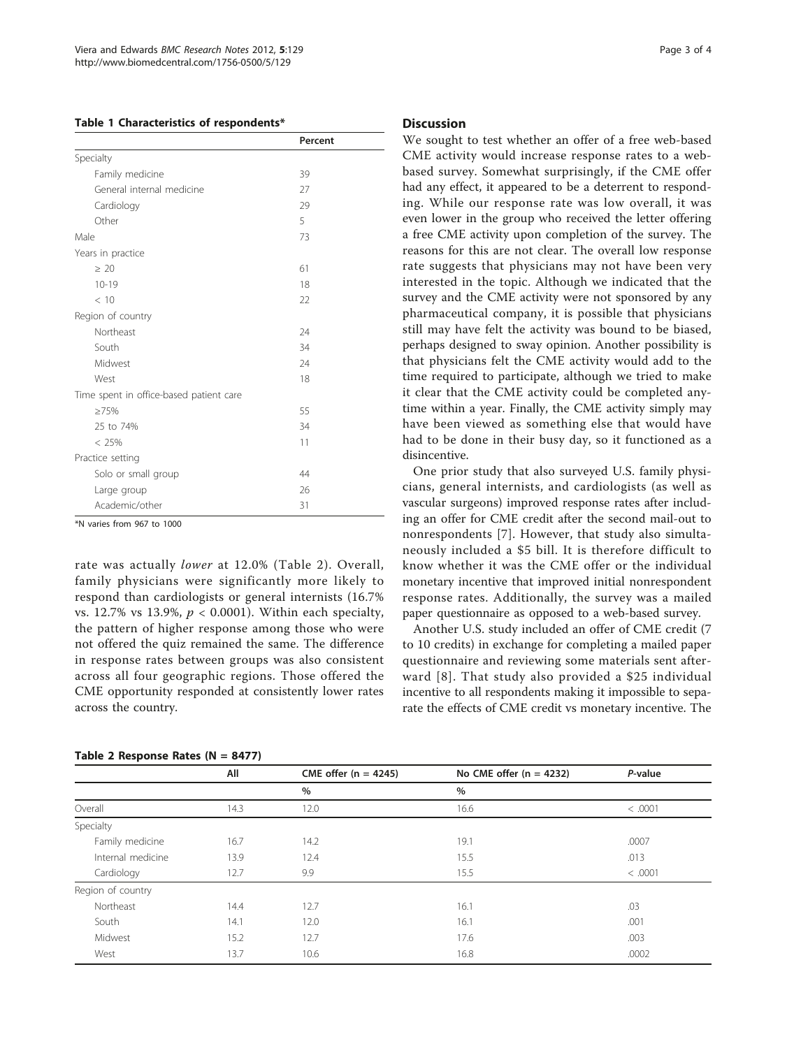**Table 1 Characteristics of respondents***

| | Percent |
|---|---|
| Specialty | |
| Family medicine | 39 |
| General internal medicine | 27 |
| Cardiology | 29 |
| Other | 5 |
| Male | 73 |
| Years in practice | |
| ≥ 20 | 61 |
| 10-19 | 18 |
| < 10 | 22 |
| Region of country | |
| Northeast | 24 |
| South | 34 |
| Midwest | 24 |
| West | 18 |
| Time spent in office-based patient care | |
| ≥75% | 55 |
| 25 to 74% | 34 |
| < 25% | 11 |
| Practice setting | |
| Solo or small group | 44 |
| Large group | 26 |
| Academic/other | 31 |

*N varies from 967 to 1000

rate was actually *lower* at 12.0% (Table 2). Overall, family physicians were significantly more likely to respond than cardiologists or general internists (16.7% vs. 12.7% vs 13.9%, $p < 0.0001$). Within each specialty, the pattern of higher response among those who were not offered the quiz remained the same. The difference in response rates between groups was also consistent across all four geographic regions. Those offered the CME opportunity responded at consistently lower rates across the country.

## Discussion

We sought to test whether an offer of a free web-based CME activity would increase response rates to a web-based survey. Somewhat surprisingly, if the CME offer had any effect, it appeared to be a deterrent to responding. While our response rate was low overall, it was even lower in the group who received the letter offering a free CME activity upon completion of the survey. The reasons for this are not clear. The overall low response rate suggests that physicians may not have been very interested in the topic. Although we indicated that the survey and the CME activity were not sponsored by any pharmaceutical company, it is possible that physicians still may have felt the activity was bound to be biased, perhaps designed to sway opinion. Another possibility is that physicians felt the CME activity would add to the time required to participate, although we tried to make it clear that the CME activity could be completed anytime within a year. Finally, the CME activity simply may have been viewed as something else that would have had to be done in their busy day, so it functioned as a disincentive.

One prior study that also surveyed U.S. family physicians, general internists, and cardiologists (as well as vascular surgeons) improved response rates after including an offer for CME credit after the second mail-out to nonrespondents [7]. However, that study also simultaneously included a $5 bill. It is therefore difficult to know whether it was the CME offer or the individual monetary incentive that improved initial nonrespondent response rates. Additionally, the survey was a mailed paper questionnaire as opposed to a web-based survey.

Another U.S. study included an offer of CME credit (7 to 10 credits) in exchange for completing a mailed paper questionnaire and reviewing some materials sent afterward [8]. That study also provided a $25 individual incentive to all respondents making it impossible to separate the effects of CME credit vs monetary incentive. The

**Table 2 Response Rates (N = 8477)**

| | All | CME offer (n = 4245) | No CME offer (n = 4232) | *P*-value |
|---|---|---|---|---|
| | | % | % | |
| Overall | 14.3 | 12.0 | 16.6 | < .0001 |
| Specialty | | | | |
| Family medicine | 16.7 | 14.2 | 19.1 | .0007 |
| Internal medicine | 13.9 | 12.4 | 15.5 | .013 |
| Cardiology | 12.7 | 9.9 | 15.5 | < .0001 |
| Region of country | | | | |
| Northeast | 14.4 | 12.7 | 16.1 | .03 |
| South | 14.1 | 12.0 | 16.1 | .001 |
| Midwest | 15.2 | 12.7 | 17.6 | .003 |
| West | 13.7 | 10.6 | 16.8 | .0002 |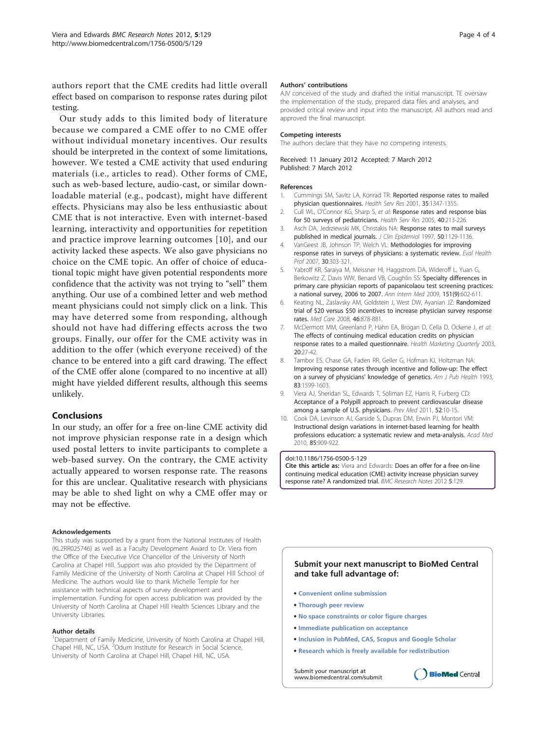authors report that the CME credits had little overall effect based on comparison to response rates during pilot testing.

Our study adds to this limited body of literature because we compared a CME offer to no CME offer without individual monetary incentives. Our results should be interpreted in the context of some limitations, however. We tested a CME activity that used enduring materials (i.e., articles to read). Other forms of CME, such as web-based lecture, audio-cast, or similar downloadable material (e.g., podcast), might have different effects. Physicians may also be less enthusiastic about CME that is not interactive. Even with internet-based learning, interactivity and opportunities for repetition and practice improve learning outcomes [10], and our activity lacked these aspects. We also gave physicians no choice on the CME topic. An offer of choice of educational topic might have given potential respondents more confidence that the activity was not trying to "sell" them anything. Our use of a combined letter and web method meant physicians could not simply click on a link. This may have deterred some from responding, although should not have had differing effects across the two groups. Finally, our offer for the CME activity was in addition to the offer (which everyone received) of the chance to be entered into a gift card drawing. The effect of the CME offer alone (compared to no incentive at all) might have yielded different results, although this seems unlikely.

## Conclusions

In our study, an offer for a free on-line CME activity did not improve physician response rate in a design which used postal letters to invite participants to complete a web-based survey. On the contrary, the CME activity actually appeared to worsen response rate. The reasons for this are unclear. Qualitative research with physicians may be able to shed light on why a CME offer may or may not be effective.

#### Acknowledgements

This study was supported by a grant from the National Institutes of Health (KL2RR025746) as well as a Faculty Development Award to Dr. Viera from the Office of the Executive Vice Chancellor of the University of North Carolina at Chapel Hill. Support was also provided by the Department of Family Medicine of the University of North Carolina at Chapel Hill School of Medicine. The authors would like to thank Michelle Temple for her assistance with technical aspects of survey development and implementation. Funding for open access publication was provided by the University of North Carolina at Chapel Hill Health Sciences Library and the University Libraries.

#### Author details

[1]Department of Family Medicine, University of North Carolina at Chapel Hill, Chapel Hill, NC, USA. [2]Odum Institute for Research in Social Science, University of North Carolina at Chapel Hill, Chapel Hill, NC, USA.

#### Authors' contributions

AJV conceived of the study and drafted the initial manuscript. TE oversaw the implementation of the study, prepared data files and analyses, and provided critical review and input into the manuscript. All authors read and approved the final manuscript.

#### Competing interests

The authors declare that they have no competing interests.

Received: 11 January 2012 Accepted: 7 March 2012
Published: 7 March 2012

#### References

1. Cummings SM, Savitz LA, Konrad TR: **Reported response rates to mailed physician questionnaires.** *Health Serv Res* 2001, **35**:1347-1355.
2. Cull WL, O'Connor KG, Sharp S, *et al*: **Response rates and response bias for 50 surveys of pediatricians.** *Health Serv Res* 2005, **40**:213-226.
3. Asch DA, Jedrziewski MK, Christakis NA: **Response rates to mail surveys published in medical journals.** *J Clin Epidemiol* 1997, **50**:1129-1136.
4. VanGeest JB, Johnson TP, Welch VL: **Methodologies for improving response rates in surveys of physicians: a systematic review.** *Eval Health Prof* 2007, **30**:303-321.
5. Yabroff KR, Saraiya M, Meissner HI, Haggstrom DA, Wideroff L, Yuan G, Berkowitz Z, Davis WW, Benard VB, Coughlin SS: **Specialty differences in primary care physician reports of papanicolaou test screening practices: a national survey, 2006 to 2007.** *Ann Intern Med* 2009, **151(9)**:602-611.
6. Keating NL, Zaslavsky AM, Goldstein J, West DW, Ayanian JZ: **Randomized trial of $20 versus $50 incentives to increase physician survey response rates.** *Med Care* 2008, **46**:878-881.
7. McDermott MM, Greenland P, Hahn EA, Brogan D, Cella D, Ockene J, *et al*: **The effects of continuing medical education credits on physician response rates to a mailed questionnaire.** *Health Marketing Quarterly* 2003, **20**:27-42.
8. Tambor ES, Chase GA, Faden RR, Geller G, Hofman KJ, Holtzman NA: **Improving response rates through incentive and follow-up: The effect on a survey of physicians' knowledge of genetics.** *Am J Pub Health* 1993, **83**:1599-1603.
9. Viera AJ, Sheridan SL, Edwards T, Soliman EZ, Harris R, Furberg CD: **Acceptance of a Polypill approach to prevent cardiovascular disease among a sample of U.S. physicians.** *Prev Med* 2011, **52**:10-15.
10. Cook DA, Levinson AJ, Garside S, Dupras DM, Erwin PJ, Montori VM: **Instructional design variations in internet-based learning for health professions education: a systematic review and meta-analysis.** *Acad Med* 2010, **85**:909-922.

doi:10.1186/1756-0500-5-129
**Cite this article as:** Viera and Edwards: Does an offer for a free on-line continuing medical education (CME) activity increase physician survey response rate? A randomized trial. *BMC Research Notes* 2012 **5**:129.